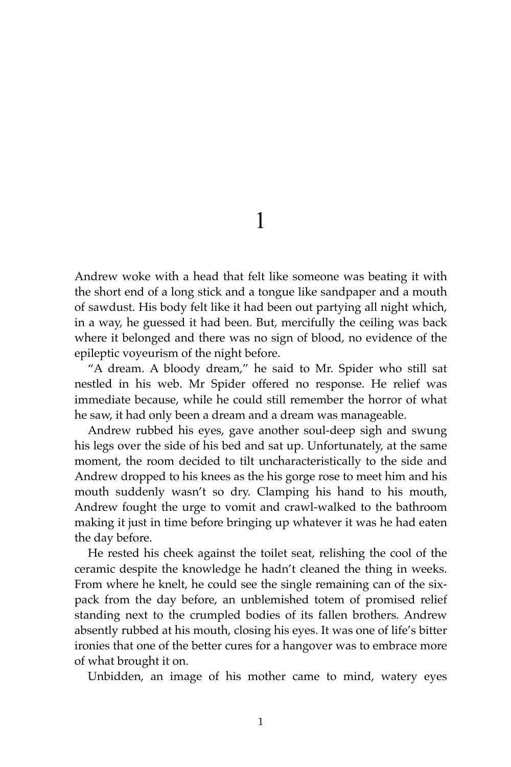# 1

Andrew woke with a head that felt like someone was beating it with the short end of a long stick and a tongue like sandpaper and a mouth of sawdust. His body felt like it had been out partying all night which, in a way, he guessed it had been. But, mercifully the ceiling was back where it belonged and there was no sign of blood, no evidence of the epileptic voyeurism of the night before.

"A dream. A bloody dream," he said to Mr. Spider who still sat nestled in his web. Mr Spider offered no response. He relief was immediate because, while he could still remember the horror of what he saw, it had only been a dream and a dream was manageable.

Andrew rubbed his eyes, gave another soul-deep sigh and swung his legs over the side of his bed and sat up. Unfortunately, at the same moment, the room decided to tilt uncharacteristically to the side and Andrew dropped to his knees as the his gorge rose to meet him and his mouth suddenly wasn't so dry. Clamping his hand to his mouth, Andrew fought the urge to vomit and crawl-walked to the bathroom making it just in time before bringing up whatever it was he had eaten the day before.

He rested his cheek against the toilet seat, relishing the cool of the ceramic despite the knowledge he hadn't cleaned the thing in weeks. From where he knelt, he could see the single remaining can of the six-pack from the day before, an unblemished totem of promised relief standing next to the crumpled bodies of its fallen brothers. Andrew absently rubbed at his mouth, closing his eyes. It was one of life's bitter ironies that one of the better cures for a hangover was to embrace more of what brought it on.

Unbidden, an image of his mother came to mind, watery eyes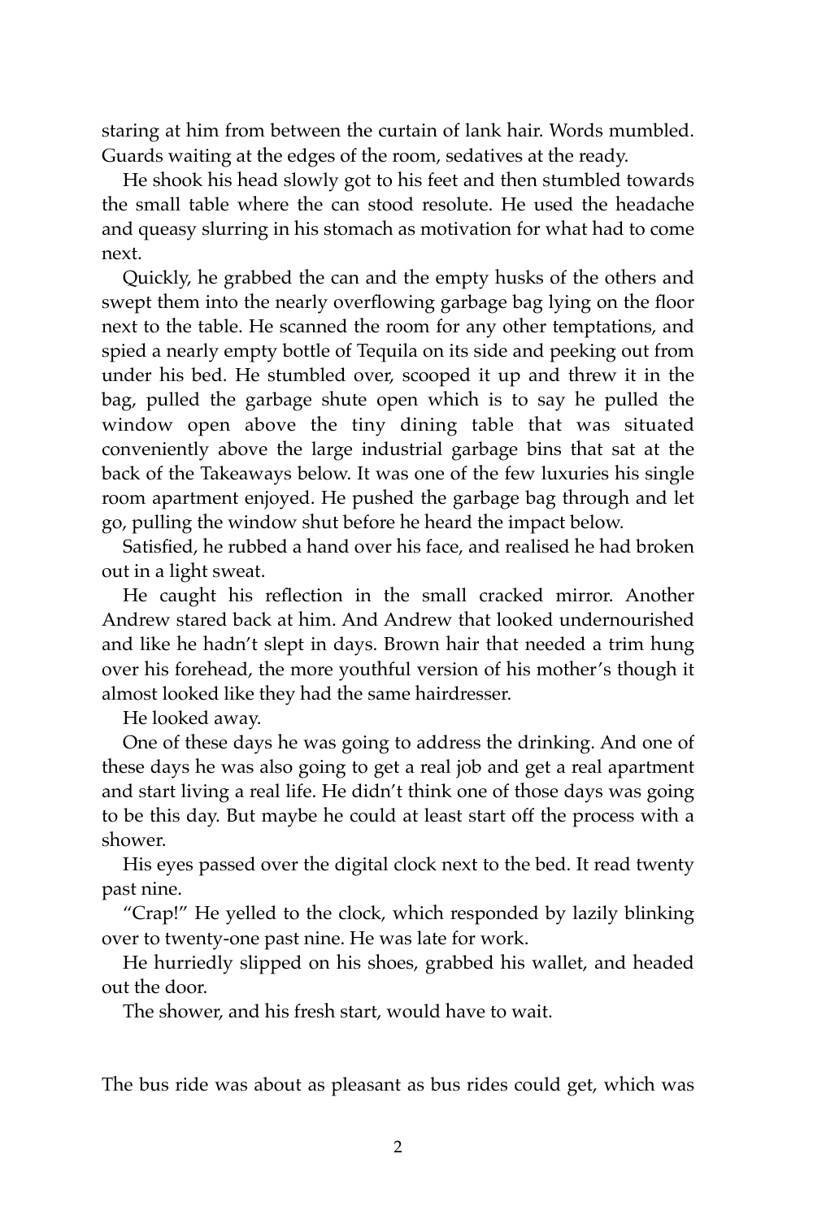staring at him from between the curtain of lank hair. Words mumbled. Guards waiting at the edges of the room, sedatives at the ready.

He shook his head slowly got to his feet and then stumbled towards the small table where the can stood resolute. He used the headache and queasy slurring in his stomach as motivation for what had to come next.

Quickly, he grabbed the can and the empty husks of the others and swept them into the nearly overflowing garbage bag lying on the floor next to the table. He scanned the room for any other temptations, and spied a nearly empty bottle of Tequila on its side and peeking out from under his bed. He stumbled over, scooped it up and threw it in the bag, pulled the garbage shute open which is to say he pulled the window open above the tiny dining table that was situated conveniently above the large industrial garbage bins that sat at the back of the Takeaways below. It was one of the few luxuries his single room apartment enjoyed. He pushed the garbage bag through and let go, pulling the window shut before he heard the impact below.

Satisfied, he rubbed a hand over his face, and realised he had broken out in a light sweat.

He caught his reflection in the small cracked mirror. Another Andrew stared back at him. And Andrew that looked undernourished and like he hadn't slept in days. Brown hair that needed a trim hung over his forehead, the more youthful version of his mother's though it almost looked like they had the same hairdresser.

He looked away.

One of these days he was going to address the drinking. And one of these days he was also going to get a real job and get a real apartment and start living a real life. He didn't think one of those days was going to be this day. But maybe he could at least start off the process with a shower.

His eyes passed over the digital clock next to the bed. It read twenty past nine.

"Crap!" He yelled to the clock, which responded by lazily blinking over to twenty-one past nine. He was late for work.

He hurriedly slipped on his shoes, grabbed his wallet, and headed out the door.

The shower, and his fresh start, would have to wait.

The bus ride was about as pleasant as bus rides could get, which was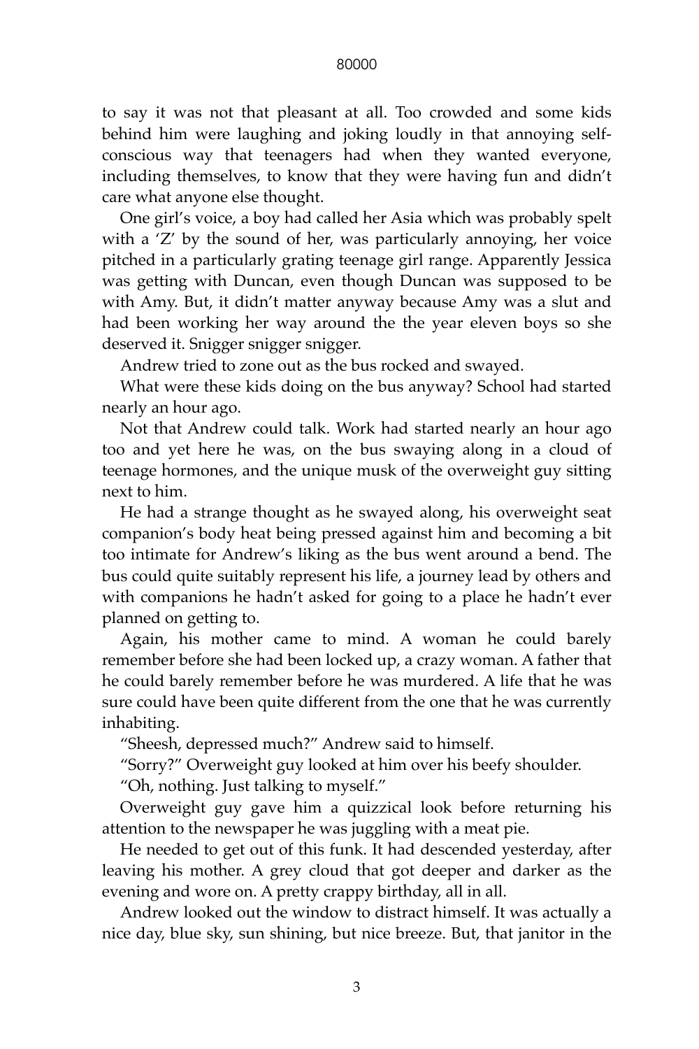to say it was not that pleasant at all. Too crowded and some kids behind him were laughing and joking loudly in that annoying self-conscious way that teenagers had when they wanted everyone, including themselves, to know that they were having fun and didn't care what anyone else thought.

One girl's voice, a boy had called her Asia which was probably spelt with a 'Z' by the sound of her, was particularly annoying, her voice pitched in a particularly grating teenage girl range. Apparently Jessica was getting with Duncan, even though Duncan was supposed to be with Amy. But, it didn't matter anyway because Amy was a slut and had been working her way around the the year eleven boys so she deserved it. Snigger snigger snigger.

Andrew tried to zone out as the bus rocked and swayed.

What were these kids doing on the bus anyway? School had started nearly an hour ago.

Not that Andrew could talk. Work had started nearly an hour ago too and yet here he was, on the bus swaying along in a cloud of teenage hormones, and the unique musk of the overweight guy sitting next to him.

He had a strange thought as he swayed along, his overweight seat companion's body heat being pressed against him and becoming a bit too intimate for Andrew's liking as the bus went around a bend. The bus could quite suitably represent his life, a journey lead by others and with companions he hadn't asked for going to a place he hadn't ever planned on getting to.

Again, his mother came to mind. A woman he could barely remember before she had been locked up, a crazy woman. A father that he could barely remember before he was murdered. A life that he was sure could have been quite different from the one that he was currently inhabiting.

"Sheesh, depressed much?" Andrew said to himself.

"Sorry?" Overweight guy looked at him over his beefy shoulder.

"Oh, nothing. Just talking to myself."

Overweight guy gave him a quizzical look before returning his attention to the newspaper he was juggling with a meat pie.

He needed to get out of this funk. It had descended yesterday, after leaving his mother. A grey cloud that got deeper and darker as the evening and wore on. A pretty crappy birthday, all in all.

Andrew looked out the window to distract himself. It was actually a nice day, blue sky, sun shining, but nice breeze. But, that janitor in the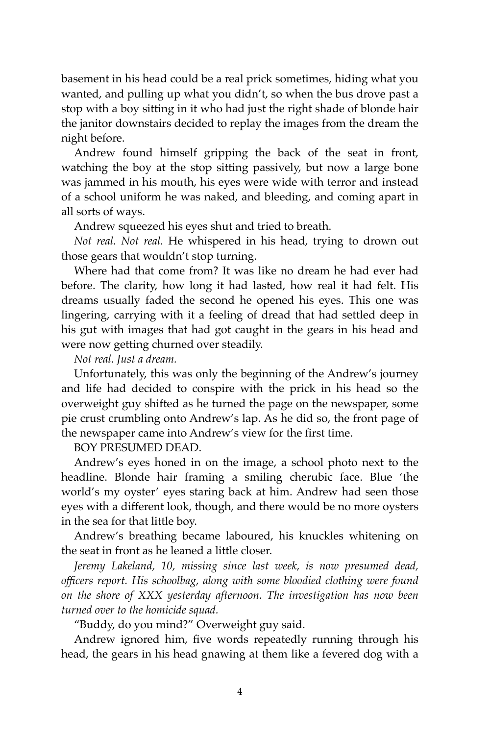basement in his head could be a real prick sometimes, hiding what you wanted, and pulling up what you didn't, so when the bus drove past a stop with a boy sitting in it who had just the right shade of blonde hair the janitor downstairs decided to replay the images from the dream the night before.

Andrew found himself gripping the back of the seat in front, watching the boy at the stop sitting passively, but now a large bone was jammed in his mouth, his eyes were wide with terror and instead of a school uniform he was naked, and bleeding, and coming apart in all sorts of ways.

Andrew squeezed his eyes shut and tried to breath.

*Not real. Not real.* He whispered in his head, trying to drown out those gears that wouldn't stop turning.

Where had that come from? It was like no dream he had ever had before. The clarity, how long it had lasted, how real it had felt. His dreams usually faded the second he opened his eyes. This one was lingering, carrying with it a feeling of dread that had settled deep in his gut with images that had got caught in the gears in his head and were now getting churned over steadily.

*Not real. Just a dream.*

Unfortunately, this was only the beginning of the Andrew's journey and life had decided to conspire with the prick in his head so the overweight guy shifted as he turned the page on the newspaper, some pie crust crumbling onto Andrew's lap. As he did so, the front page of the newspaper came into Andrew's view for the first time.

BOY PRESUMED DEAD.

Andrew's eyes honed in on the image, a school photo next to the headline. Blonde hair framing a smiling cherubic face. Blue 'the world's my oyster' eyes staring back at him. Andrew had seen those eyes with a different look, though, and there would be no more oysters in the sea for that little boy.

Andrew's breathing became laboured, his knuckles whitening on the seat in front as he leaned a little closer.

*Jeremy Lakeland, 10, missing since last week, is now presumed dead, officers report. His schoolbag, along with some bloodied clothing were found on the shore of XXX yesterday afternoon. The investigation has now been turned over to the homicide squad.*

"Buddy, do you mind?" Overweight guy said.

Andrew ignored him, five words repeatedly running through his head, the gears in his head gnawing at them like a fevered dog with a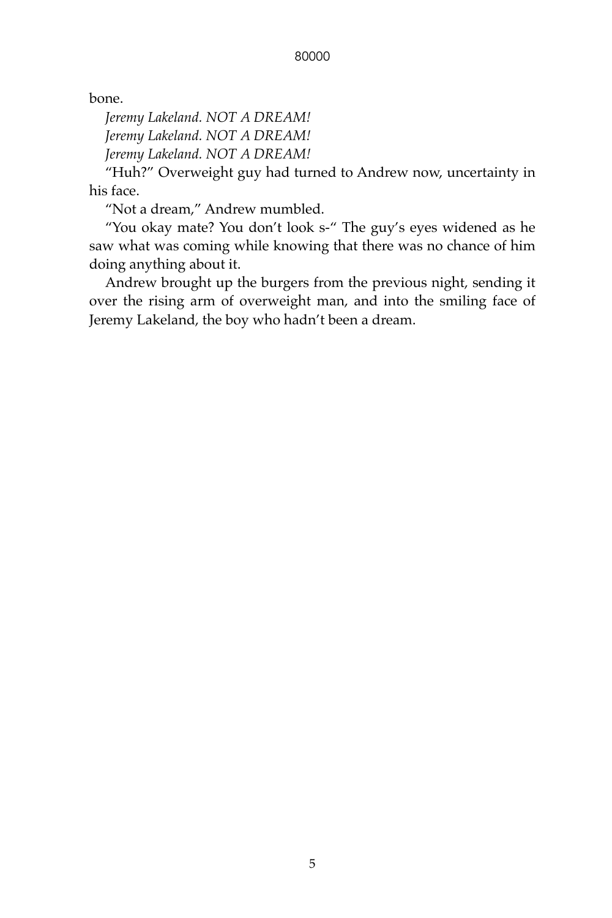bone.

*Jeremy Lakeland. NOT A DREAM!*

*Jeremy Lakeland. NOT A DREAM!*

*Jeremy Lakeland. NOT A DREAM!*

"Huh?" Overweight guy had turned to Andrew now, uncertainty in his face.

"Not a dream," Andrew mumbled.

"You okay mate? You don't look s-" The guy's eyes widened as he saw what was coming while knowing that there was no chance of him doing anything about it.

Andrew brought up the burgers from the previous night, sending it over the rising arm of overweight man, and into the smiling face of Jeremy Lakeland, the boy who hadn't been a dream.